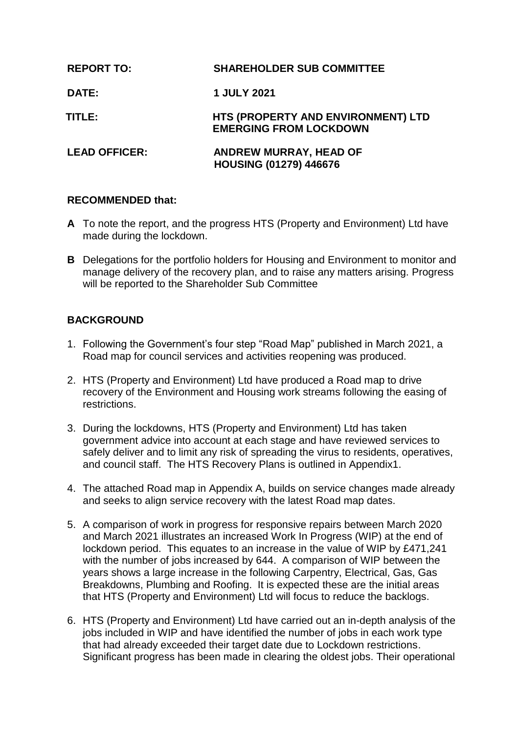**REPORT TO:** SHAREHOLDER SUB COMMITTEE

**DATE:** 1 JULY 2021

**TITLE:** HTS (PROPERTY AND ENVIRONMENT) LTD EMERGING FROM LOCKDOWN

**LEAD OFFICER:** ANDREW MURRAY, HEAD OF HOUSING (01279) 446676

## RECOMMENDED that:

**A** To note the report, and the progress HTS (Property and Environment) Ltd have made during the lockdown.

**B** Delegations for the portfolio holders for Housing and Environment to monitor and manage delivery of the recovery plan, and to raise any matters arising. Progress will be reported to the Shareholder Sub Committee

## BACKGROUND

1. Following the Government's four step "Road Map" published in March 2021, a Road map for council services and activities reopening was produced.

2. HTS (Property and Environment) Ltd have produced a Road map to drive recovery of the Environment and Housing work streams following the easing of restrictions.

3. During the lockdowns, HTS (Property and Environment) Ltd has taken government advice into account at each stage and have reviewed services to safely deliver and to limit any risk of spreading the virus to residents, operatives, and council staff. The HTS Recovery Plans is outlined in Appendix1.

4. The attached Road map in Appendix A, builds on service changes made already and seeks to align service recovery with the latest Road map dates.

5. A comparison of work in progress for responsive repairs between March 2020 and March 2021 illustrates an increased Work In Progress (WIP) at the end of lockdown period. This equates to an increase in the value of WIP by £471,241 with the number of jobs increased by 644. A comparison of WIP between the years shows a large increase in the following Carpentry, Electrical, Gas, Gas Breakdowns, Plumbing and Roofing. It is expected these are the initial areas that HTS (Property and Environment) Ltd will focus to reduce the backlogs.

6. HTS (Property and Environment) Ltd have carried out an in-depth analysis of the jobs included in WIP and have identified the number of jobs in each work type that had already exceeded their target date due to Lockdown restrictions. Significant progress has been made in clearing the oldest jobs. Their operational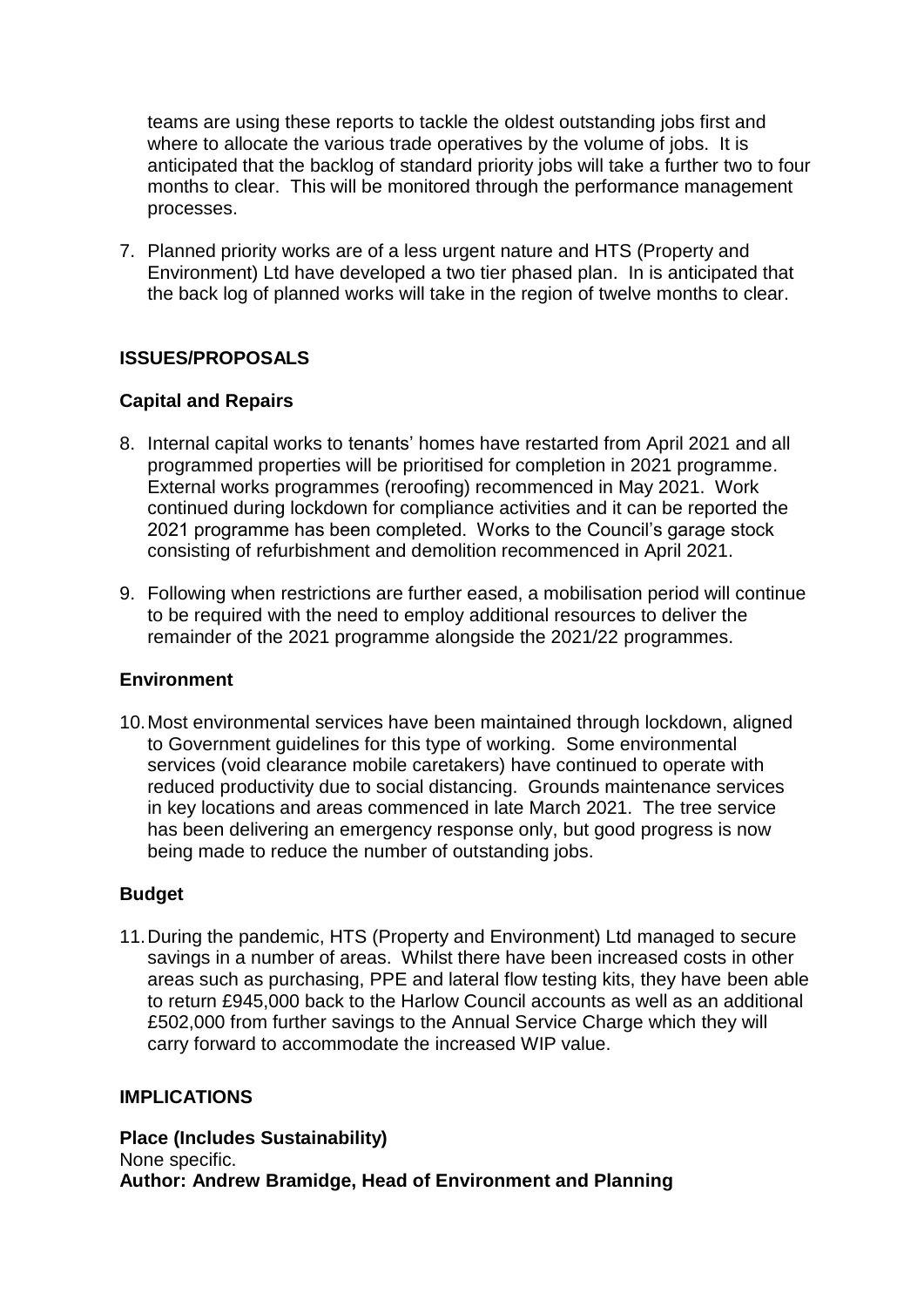teams are using these reports to tackle the oldest outstanding jobs first and where to allocate the various trade operatives by the volume of jobs. It is anticipated that the backlog of standard priority jobs will take a further two to four months to clear. This will be monitored through the performance management processes.

7. Planned priority works are of a less urgent nature and HTS (Property and Environment) Ltd have developed a two tier phased plan. In is anticipated that the back log of planned works will take in the region of twelve months to clear.

**ISSUES/PROPOSALS**

**Capital and Repairs**

8. Internal capital works to tenants' homes have restarted from April 2021 and all programmed properties will be prioritised for completion in 2021 programme. External works programmes (reroofing) recommenced in May 2021. Work continued during lockdown for compliance activities and it can be reported the 2021 programme has been completed. Works to the Council's garage stock consisting of refurbishment and demolition recommenced in April 2021.

9. Following when restrictions are further eased, a mobilisation period will continue to be required with the need to employ additional resources to deliver the remainder of the 2021 programme alongside the 2021/22 programmes.

**Environment**

10. Most environmental services have been maintained through lockdown, aligned to Government guidelines for this type of working. Some environmental services (void clearance mobile caretakers) have continued to operate with reduced productivity due to social distancing. Grounds maintenance services in key locations and areas commenced in late March 2021. The tree service has been delivering an emergency response only, but good progress is now being made to reduce the number of outstanding jobs.

**Budget**

11. During the pandemic, HTS (Property and Environment) Ltd managed to secure savings in a number of areas. Whilst there have been increased costs in other areas such as purchasing, PPE and lateral flow testing kits, they have been able to return £945,000 back to the Harlow Council accounts as well as an additional £502,000 from further savings to the Annual Service Charge which they will carry forward to accommodate the increased WIP value.

**IMPLICATIONS**

**Place (Includes Sustainability)**
None specific.
**Author: Andrew Bramidge, Head of Environment and Planning**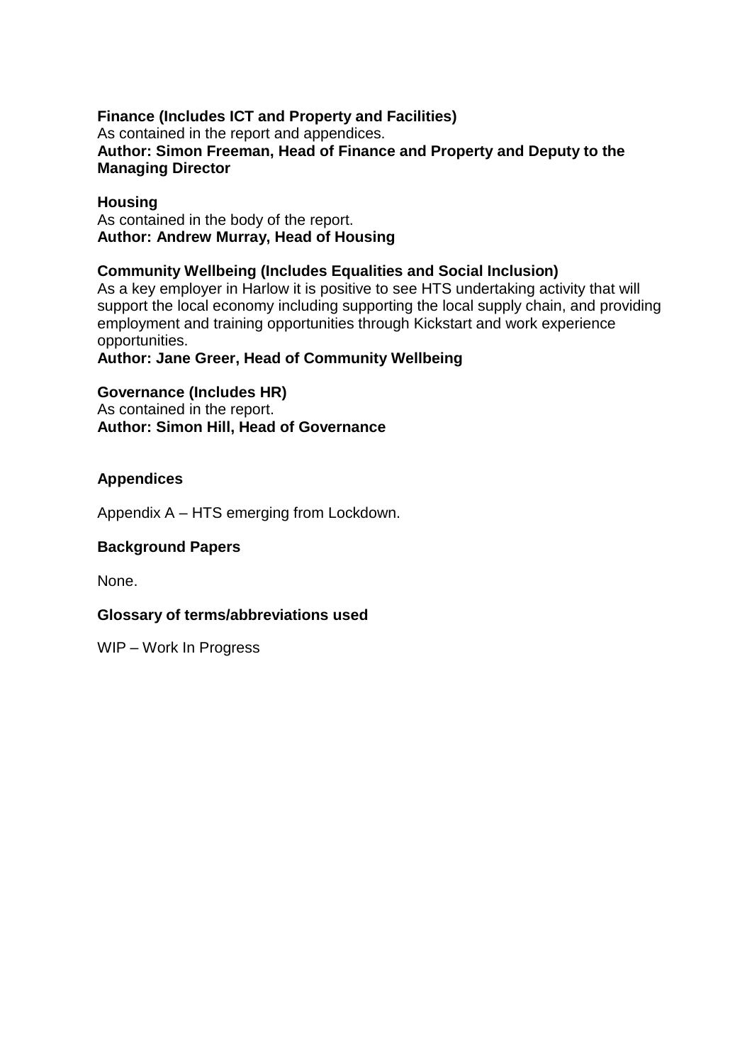**Finance (Includes ICT and Property and Facilities)**
As contained in the report and appendices.
**Author: Simon Freeman, Head of Finance and Property and Deputy to the Managing Director**

**Housing**
As contained in the body of the report.
**Author: Andrew Murray, Head of Housing**

**Community Wellbeing (Includes Equalities and Social Inclusion)**
As a key employer in Harlow it is positive to see HTS undertaking activity that will support the local economy including supporting the local supply chain, and providing employment and training opportunities through Kickstart and work experience opportunities.
**Author: Jane Greer, Head of Community Wellbeing**

**Governance (Includes HR)**
As contained in the report.
**Author: Simon Hill, Head of Governance**

**Appendices**

Appendix A – HTS emerging from Lockdown.

**Background Papers**

None.

**Glossary of terms/abbreviations used**

WIP – Work In Progress